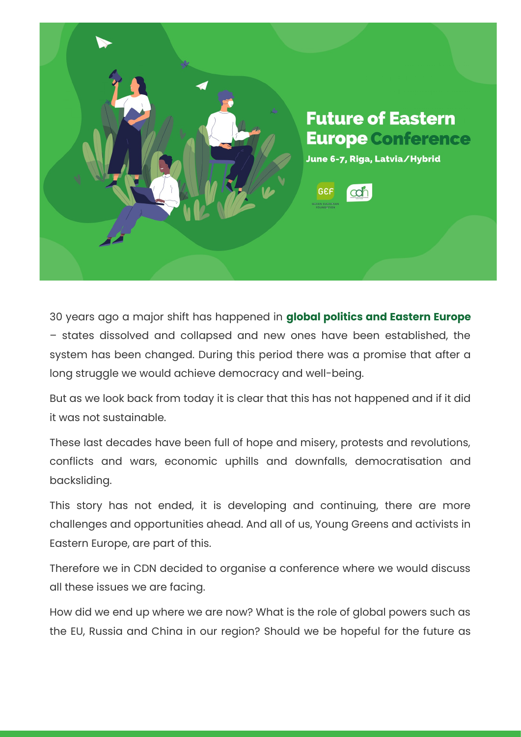# Future of Eastern Europe Conference

**June 6-7, Riga, Latvia/Hybrid**

30 years ago a major shift has happened in **global politics and Eastern Europe** – states dissolved and collapsed and new ones have been established, the system has been changed. During this period there was a promise that after a long struggle we would achieve democracy and well-being.

But as we look back from today it is clear that this has not happened and if it did it was not sustainable.

These last decades have been full of hope and misery, protests and revolutions, conflicts and wars, economic uphills and downfalls, democratisation and backsliding.

This story has not ended, it is developing and continuing, there are more challenges and opportunities ahead. And all of us, Young Greens and activists in Eastern Europe, are part of this.

Therefore we in CDN decided to organise a conference where we would discuss all these issues we are facing.

How did we end up where we are now? What is the role of global powers such as the EU, Russia and China in our region? Should we be hopeful for the future as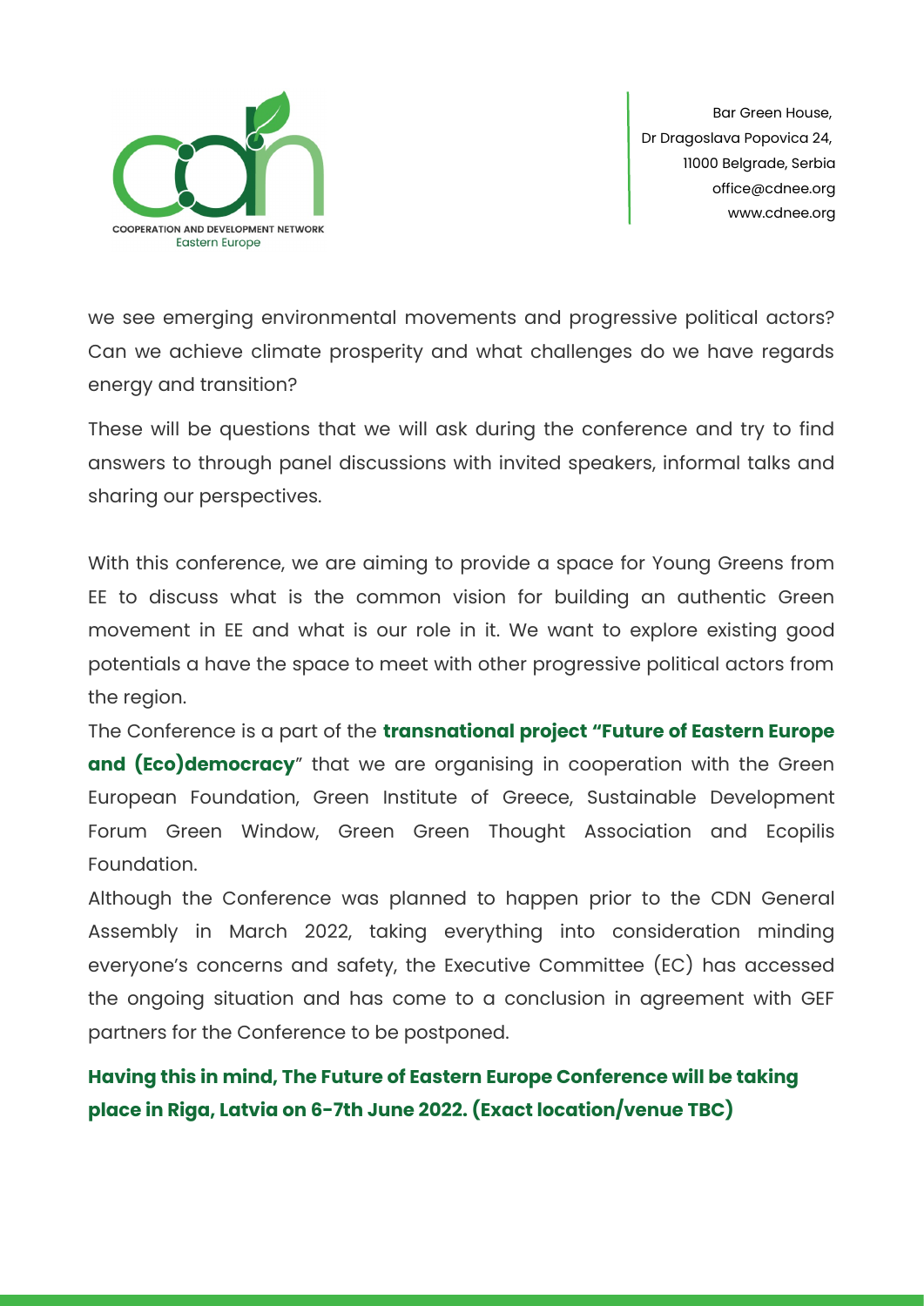we see emerging environmental movements and progressive political actors? Can we achieve climate prosperity and what challenges do we have regards energy and transition?

These will be questions that we will ask during the conference and try to find answers to through panel discussions with invited speakers, informal talks and sharing our perspectives.

With this conference, we are aiming to provide a space for Young Greens from EE to discuss what is the common vision for building an authentic Green movement in EE and what is our role in it. We want to explore existing good potentials a have the space to meet with other progressive political actors from the region.

The Conference is a part of the **transnational project "Future of Eastern Europe and (Eco)democracy**" that we are organising in cooperation with the Green European Foundation, Green Institute of Greece, Sustainable Development Forum Green Window, Green Green Thought Association and Ecopilis Foundation.

Although the Conference was planned to happen prior to the CDN General Assembly in March 2022, taking everything into consideration minding everyone's concerns and safety, the Executive Committee (EC) has accessed the ongoing situation and has come to a conclusion in agreement with GEF partners for the Conference to be postponed.

**Having this in mind, The Future of Eastern Europe Conference will be taking place in Riga, Latvia on 6-7th June 2022. (Exact location/venue TBC)**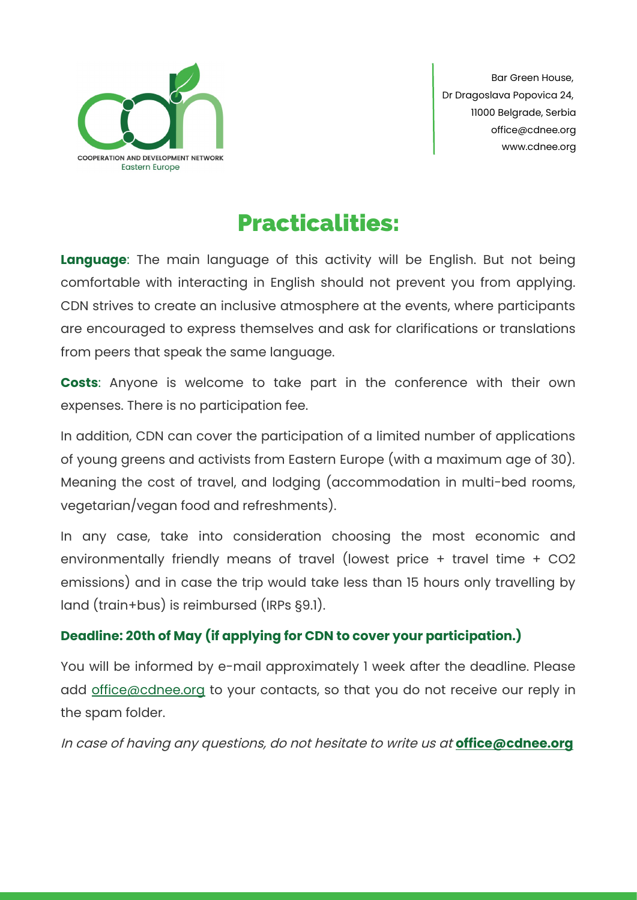# Practicalities:

**Language**: The main language of this activity will be English. But not being comfortable with interacting in English should not prevent you from applying. CDN strives to create an inclusive atmosphere at the events, where participants are encouraged to express themselves and ask for clarifications or translations from peers that speak the same language.

**Costs**: Anyone is welcome to take part in the conference with their own expenses. There is no participation fee.

In addition, CDN can cover the participation of a limited number of applications of young greens and activists from Eastern Europe (with a maximum age of 30). Meaning the cost of travel, and lodging (accommodation in multi-bed rooms, vegetarian/vegan food and refreshments).

In any case, take into consideration choosing the most economic and environmentally friendly means of travel (lowest price + travel time + CO2 emissions) and in case the trip would take less than 15 hours only travelling by land (train+bus) is reimbursed (IRPs §9.1).

**Deadline: 20th of May (if applying for CDN to cover your participation.)**

You will be informed by e-mail approximately 1 week after the deadline. Please add office@cdnee.org to your contacts, so that you do not receive our reply in the spam folder.

*In case of having any questions, do not hesitate to write us at* **office@cdnee.org**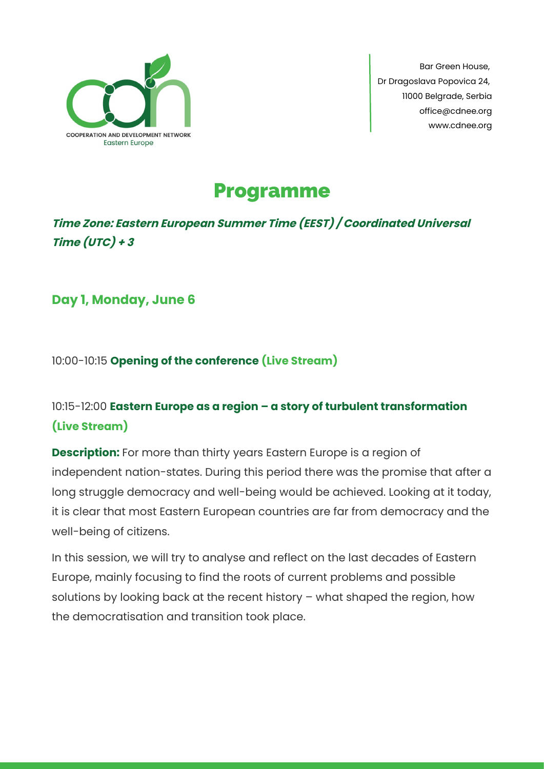COOPERATION AND DEVELOPMENT NETWORK
Eastern Europe

Bar Green House,
Dr Dragoslava Popovica 24,
11000 Belgrade, Serbia
office@cdnee.org
www.cdnee.org

# Programme

***Time Zone: Eastern European Summer Time (EEST) / Coordinated Universal Time (UTC) + 3***

## Day 1, Monday, June 6

10:00-10:15 **Opening of the conference (Live Stream)**

### 10:15-12:00 **Eastern Europe as a region – a story of turbulent transformation (Live Stream)**

**Description:** For more than thirty years Eastern Europe is a region of independent nation-states. During this period there was the promise that after a long struggle democracy and well-being would be achieved. Looking at it today, it is clear that most Eastern European countries are far from democracy and the well-being of citizens.

In this session, we will try to analyse and reflect on the last decades of Eastern Europe, mainly focusing to find the roots of current problems and possible solutions by looking back at the recent history – what shaped the region, how the democratisation and transition took place.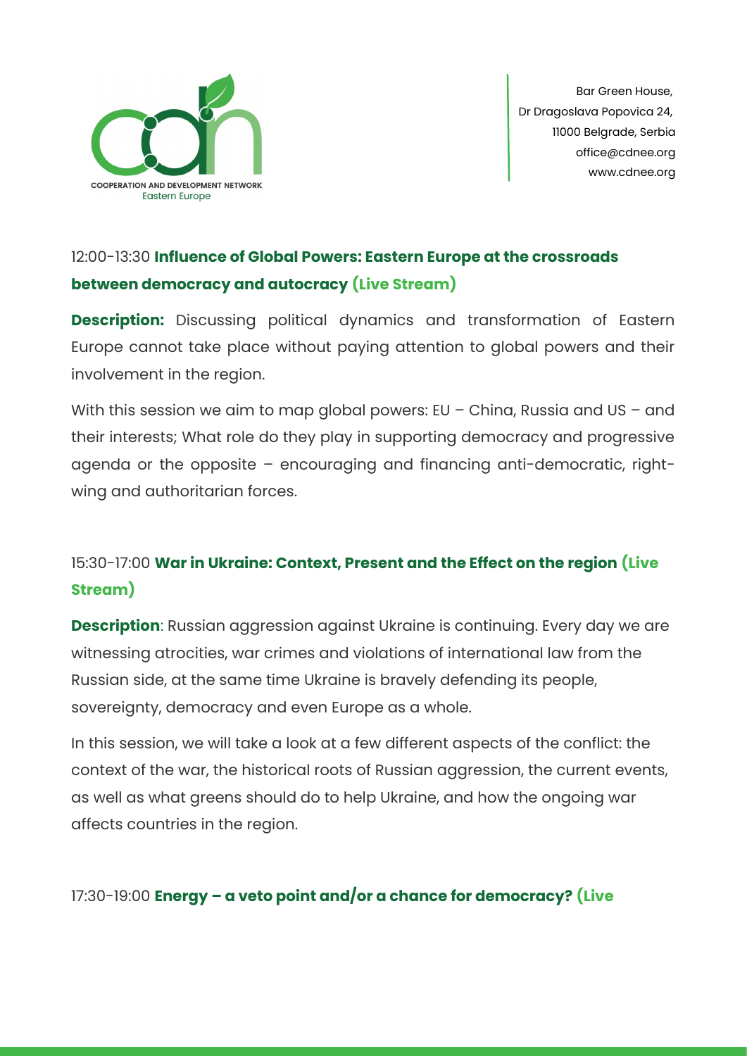12:00-13:30 **Influence of Global Powers: Eastern Europe at the crossroads between democracy and autocracy (Live Stream)**

**Description:** Discussing political dynamics and transformation of Eastern Europe cannot take place without paying attention to global powers and their involvement in the region.

With this session we aim to map global powers: EU – China, Russia and US – and their interests; What role do they play in supporting democracy and progressive agenda or the opposite – encouraging and financing anti-democratic, right-wing and authoritarian forces.

15:30-17:00 **War in Ukraine: Context, Present and the Effect on the region (Live Stream)**

**Description**: Russian aggression against Ukraine is continuing. Every day we are witnessing atrocities, war crimes and violations of international law from the Russian side, at the same time Ukraine is bravely defending its people, sovereignty, democracy and even Europe as a whole.

In this session, we will take a look at a few different aspects of the conflict: the context of the war, the historical roots of Russian aggression, the current events, as well as what greens should do to help Ukraine, and how the ongoing war affects countries in the region.

17:30-19:00 **Energy – a veto point and/or a chance for democracy? (Live**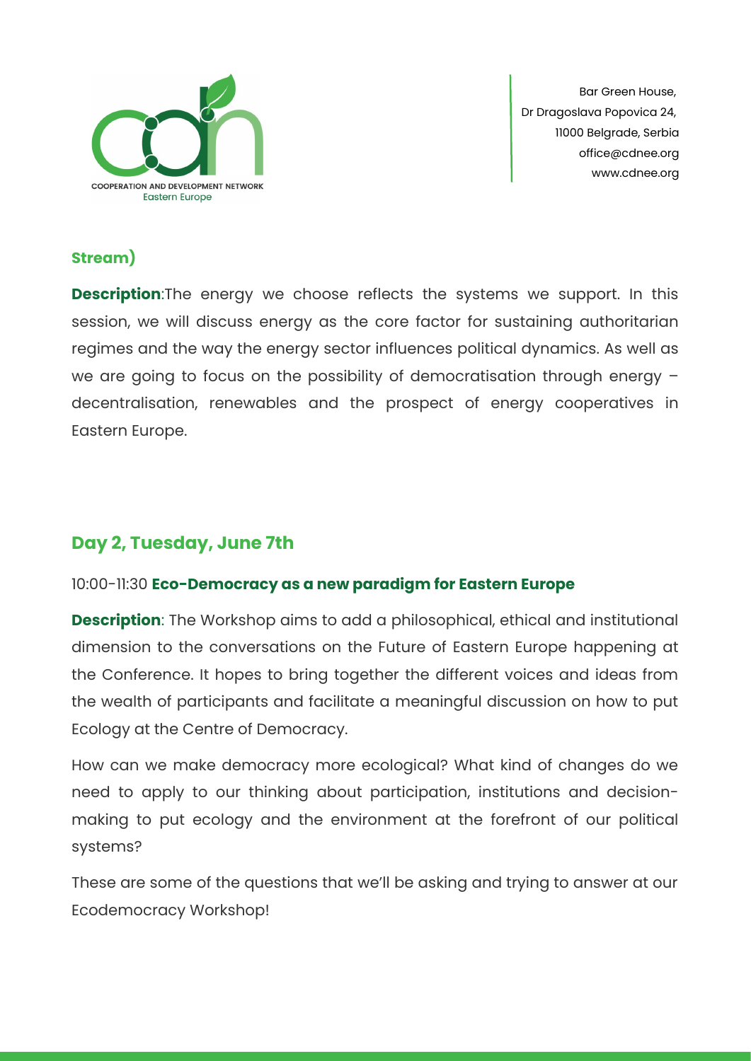**Stream)**

**Description**:The energy we choose reflects the systems we support. In this session, we will discuss energy as the core factor for sustaining authoritarian regimes and the way the energy sector influences political dynamics. As well as we are going to focus on the possibility of democratisation through energy – decentralisation, renewables and the prospect of energy cooperatives in Eastern Europe.

## Day 2, Tuesday, June 7th

10:00-11:30 **Eco-Democracy as a new paradigm for Eastern Europe**

**Description**: The Workshop aims to add a philosophical, ethical and institutional dimension to the conversations on the Future of Eastern Europe happening at the Conference. It hopes to bring together the different voices and ideas from the wealth of participants and facilitate a meaningful discussion on how to put Ecology at the Centre of Democracy.

How can we make democracy more ecological? What kind of changes do we need to apply to our thinking about participation, institutions and decision-making to put ecology and the environment at the forefront of our political systems?

These are some of the questions that we'll be asking and trying to answer at our Ecodemocracy Workshop!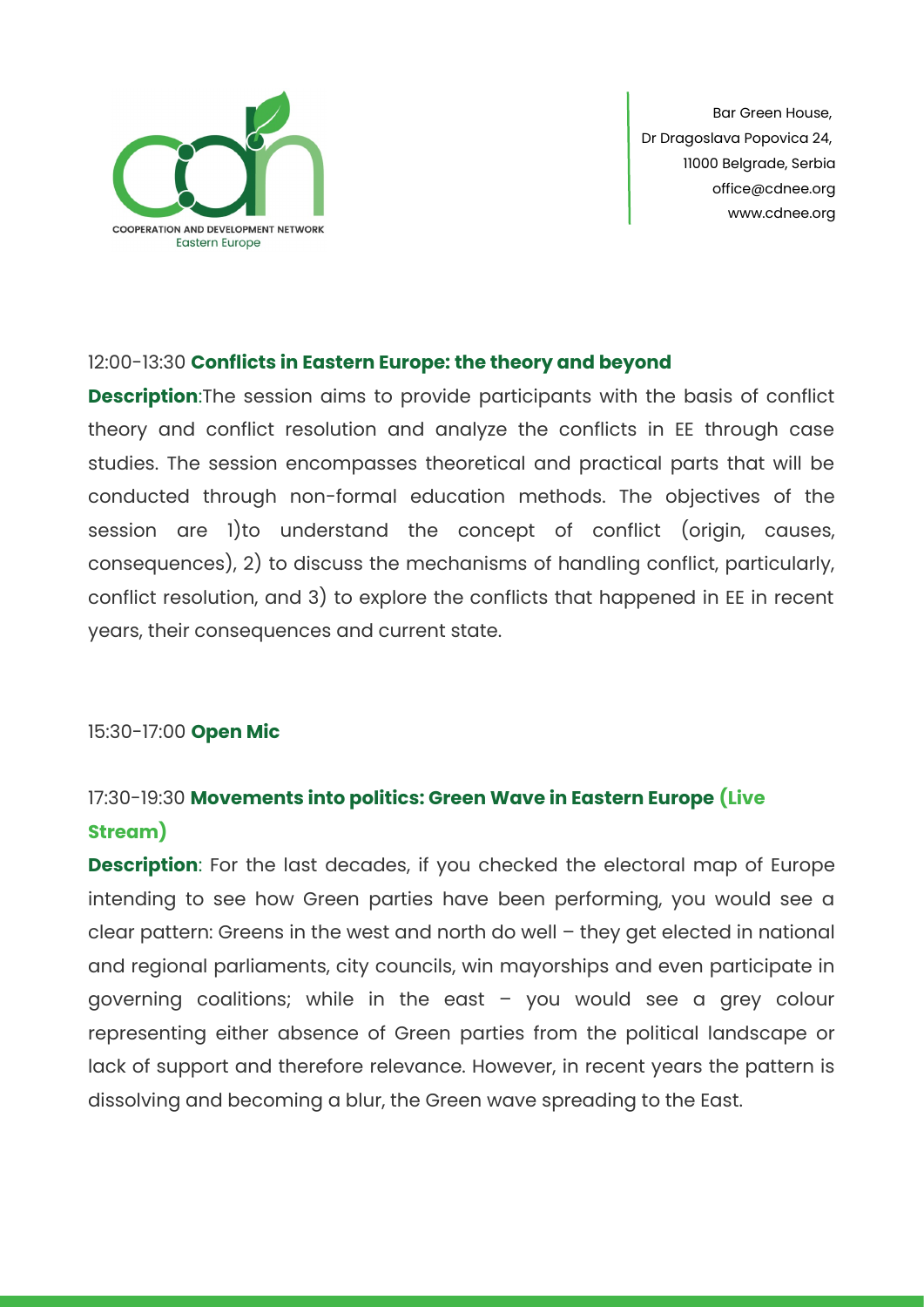12:00-13:30 **Conflicts in Eastern Europe: the theory and beyond**

**Description**:The session aims to provide participants with the basis of conflict theory and conflict resolution and analyze the conflicts in EE through case studies. The session encompasses theoretical and practical parts that will be conducted through non-formal education methods. The objectives of the session are 1)to understand the concept of conflict (origin, causes, consequences), 2) to discuss the mechanisms of handling conflict, particularly, conflict resolution, and 3) to explore the conflicts that happened in EE in recent years, their consequences and current state.

15:30-17:00 **Open Mic**

17:30-19:30 **Movements into politics: Green Wave in Eastern Europe (Live Stream)**

**Description**: For the last decades, if you checked the electoral map of Europe intending to see how Green parties have been performing, you would see a clear pattern: Greens in the west and north do well – they get elected in national and regional parliaments, city councils, win mayorships and even participate in governing coalitions; while in the east – you would see a grey colour representing either absence of Green parties from the political landscape or lack of support and therefore relevance. However, in recent years the pattern is dissolving and becoming a blur, the Green wave spreading to the East.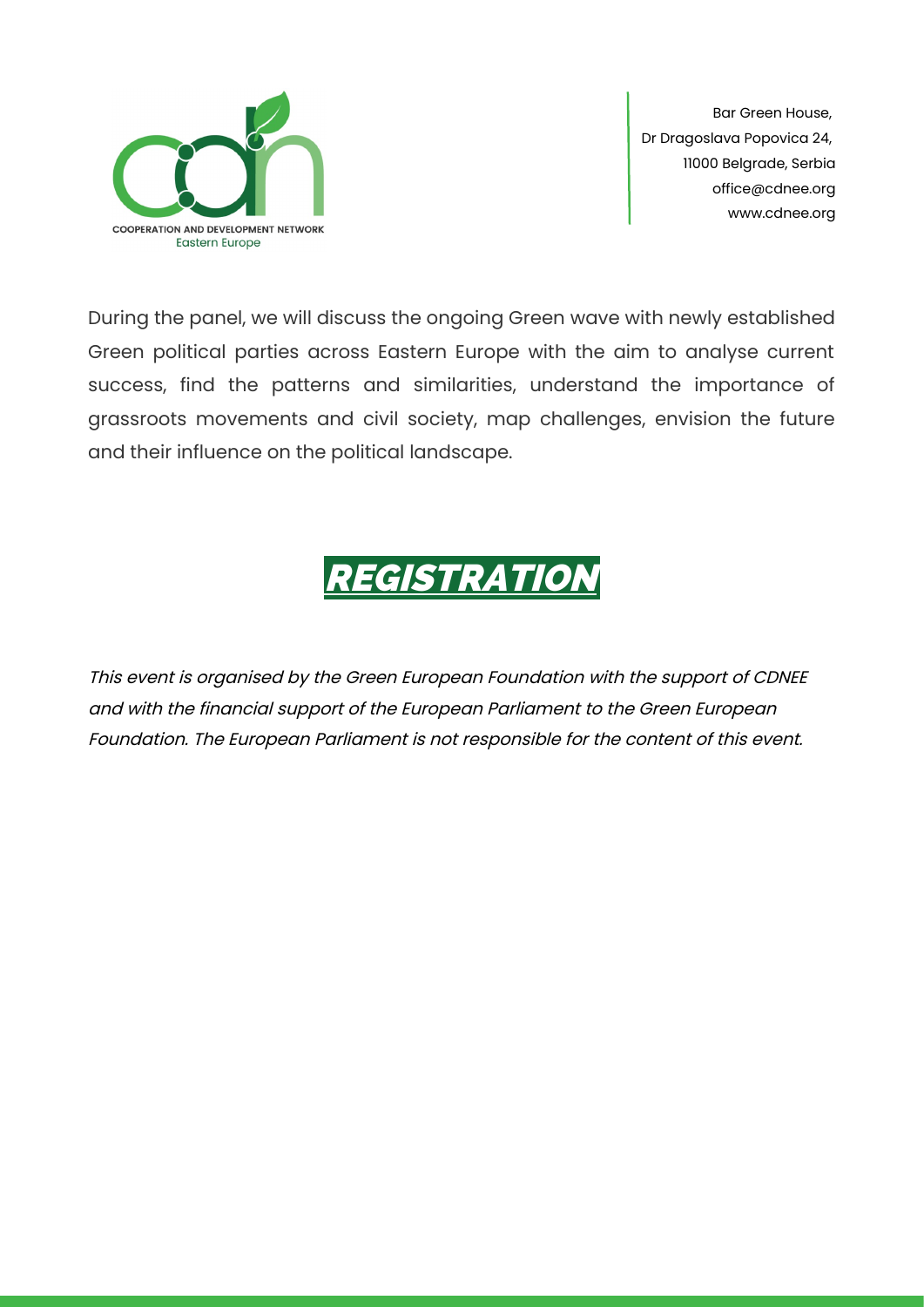COOPERATION AND DEVELOPMENT NETWORK
Eastern Europe

Bar Green House,
Dr Dragoslava Popovica 24,
11000 Belgrade, Serbia
office@cdnee.org
www.cdnee.org

During the panel, we will discuss the ongoing Green wave with newly established Green political parties across Eastern Europe with the aim to analyse current success, find the patterns and similarities, understand the importance of grassroots movements and civil society, map challenges, envision the future and their influence on the political landscape.

**REGISTRATION**

*This event is organised by the Green European Foundation with the support of CDNEE and with the financial support of the European Parliament to the Green European Foundation. The European Parliament is not responsible for the content of this event.*